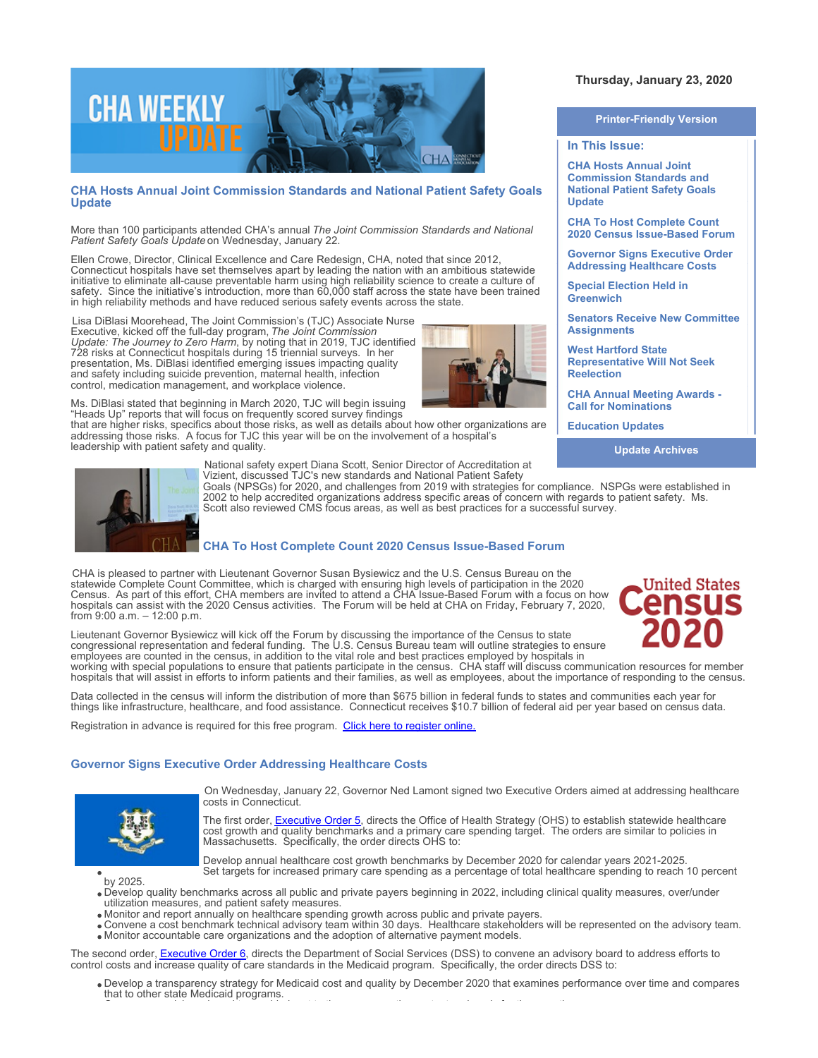Thursday, January 23, 2020

**Printer-Friendly Version**

**In This Issue:**

- CHA Hosts Annual Joint Commission Standards and National Patient Safety Goals Update
- CHA To Host Complete Count 2020 Census Issue-Based Forum
- Governor Signs Executive Order Addressing Healthcare Costs
- Special Election Held in Greenwich
- Senators Receive New Committee Assignments
- West Hartford State Representative Will Not Seek Reelection
- CHA Annual Meeting Awards - Call for Nominations
- Education Updates

**Update Archives**

## CHA Hosts Annual Joint Commission Standards and National Patient Safety Goals Update

More than 100 participants attended CHA's annual *The Joint Commission Standards and National Patient Safety Goals Update* on Wednesday, January 22.

Ellen Crowe, Director, Clinical Excellence and Care Redesign, CHA, noted that since 2012, Connecticut hospitals have set themselves apart by leading the nation with an ambitious statewide initiative to eliminate all-cause preventable harm using high reliability science to create a culture of safety. Since the initiative's introduction, more than 60,000 staff across the state have been trained in high reliability methods and have reduced serious safety events across the state.

Lisa DiBlasi Moorehead, The Joint Commission's (TJC) Associate Nurse Executive, kicked off the full-day program, *The Joint Commission Update: The Journey to Zero Harm*, by noting that in 2019, TJC identified 728 risks at Connecticut hospitals during 15 triennial surveys. In her presentation, Ms. DiBlasi identified emerging issues impacting quality and safety including suicide prevention, maternal health, infection control, medication management, and workplace violence.

Ms. DiBlasi stated that beginning in March 2020, TJC will begin issuing "Heads Up" reports that will focus on frequently scored survey findings that are higher risks, specifics about those risks, as well as details about how other organizations are addressing those risks. A focus for TJC this year will be on the involvement of a hospital's leadership with patient safety and quality.

National safety expert Diana Scott, Senior Director of Accreditation at Vizient, discussed TJC's new standards and National Patient Safety Goals (NPSGs) for 2020, and challenges from 2019 with strategies for compliance. NSPGs were established in 2002 to help accredited organizations address specific areas of concern with regards to patient safety. Ms. Scott also reviewed CMS focus areas, as well as best practices for a successful survey.

## CHA To Host Complete Count 2020 Census Issue-Based Forum

CHA is pleased to partner with Lieutenant Governor Susan Bysiewicz and the U.S. Census Bureau on the statewide Complete Count Committee, which is charged with ensuring high levels of participation in the 2020 Census. As part of this effort, CHA members are invited to attend a CHA Issue-Based Forum with a focus on how hospitals can assist with the 2020 Census activities. The Forum will be held at CHA on Friday, February 7, 2020, from 9:00 a.m. – 12:00 p.m.

Lieutenant Governor Bysiewicz will kick off the Forum by discussing the importance of the Census to state congressional representation and federal funding. The U.S. Census Bureau team will outline strategies to ensure employees are counted in the census, in addition to the vital role and best practices employed by hospitals in working with special populations to ensure that patients participate in the census. CHA staff will discuss communication resources for member hospitals that will assist in efforts to inform patients and their families, as well as employees, about the importance of responding to the census.

Data collected in the census will inform the distribution of more than $675 billion in federal funds to states and communities each year for things like infrastructure, healthcare, and food assistance. Connecticut receives $10.7 billion of federal aid per year based on census data.

Registration in advance is required for this free program. Click here to register online.

## Governor Signs Executive Order Addressing Healthcare Costs

On Wednesday, January 22, Governor Ned Lamont signed two Executive Orders aimed at addressing healthcare costs in Connecticut.

The first order, Executive Order 5, directs the Office of Health Strategy (OHS) to establish statewide healthcare cost growth and quality benchmarks and a primary care spending target. The orders are similar to policies in Massachusetts. Specifically, the order directs OHS to:

- Develop annual healthcare cost growth benchmarks by December 2020 for calendar years 2021-2025. Set targets for increased primary care spending as a percentage of total healthcare spending to reach 10 percent by 2025.
- Develop quality benchmarks across all public and private payers beginning in 2022, including clinical quality measures, over/under utilization measures, and patient safety measures.
- Monitor and report annually on healthcare spending growth across public and private payers.
- Convene a cost benchmark technical advisory team within 30 days. Healthcare stakeholders will be represented on the advisory team.
- Monitor accountable care organizations and the adoption of alternative payment models.

The second order, Executive Order 6, directs the Department of Social Services (DSS) to convene an advisory board to address efforts to control costs and increase quality of care standards in the Medicaid program. Specifically, the order directs DSS to:

- Develop a transparency strategy for Medicaid cost and quality by December 2020 that examines performance over time and compares that to other state Medicaid programs.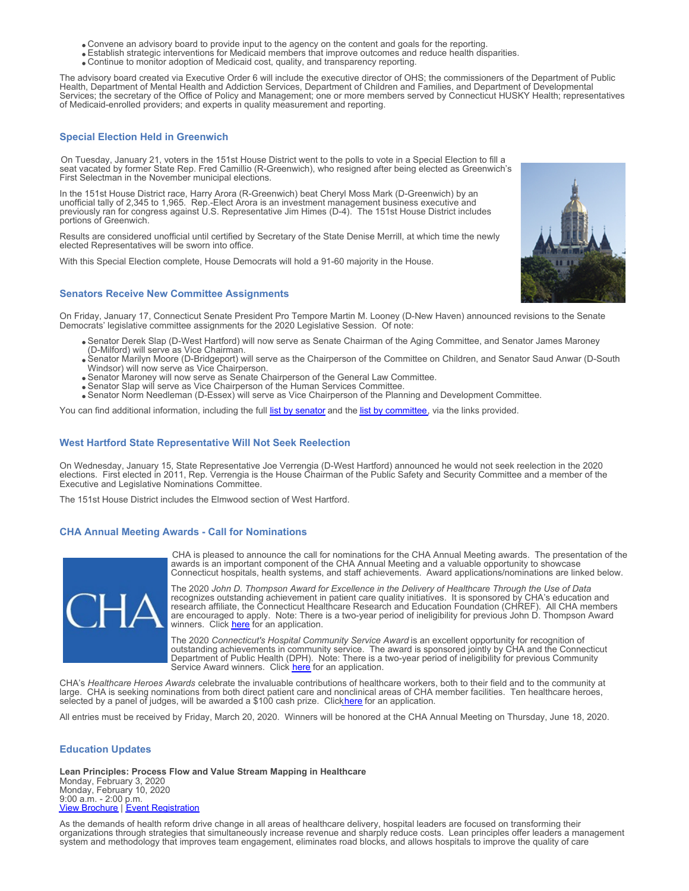- Convene an advisory board to provide input to the agency on the content and goals for the reporting.
- Establish strategic interventions for Medicaid members that improve outcomes and reduce health disparities.
- Continue to monitor adoption of Medicaid cost, quality, and transparency reporting.

The advisory board created via Executive Order 6 will include the executive director of OHS; the commissioners of the Department of Public Health, Department of Mental Health and Addiction Services, Department of Children and Families, and Department of Developmental Services; the secretary of the Office of Policy and Management; one or more members served by Connecticut HUSKY Health; representatives of Medicaid-enrolled providers; and experts in quality measurement and reporting.

### Special Election Held in Greenwich

On Tuesday, January 21, voters in the 151st House District went to the polls to vote in a Special Election to fill a seat vacated by former State Rep. Fred Camillio (R-Greenwich), who resigned after being elected as Greenwich's First Selectman in the November municipal elections.

In the 151st House District race, Harry Arora (R-Greenwich) beat Cheryl Moss Mark (D-Greenwich) by an unofficial tally of 2,345 to 1,965. Rep.-Elect Arora is an investment management business executive and previously ran for congress against U.S. Representative Jim Himes (D-4). The 151st House District includes portions of Greenwich.

Results are considered unofficial until certified by Secretary of the State Denise Merrill, at which time the newly elected Representatives will be sworn into office.

With this Special Election complete, House Democrats will hold a 91-60 majority in the House.

### Senators Receive New Committee Assignments

On Friday, January 17, Connecticut Senate President Pro Tempore Martin M. Looney (D-New Haven) announced revisions to the Senate Democrats' legislative committee assignments for the 2020 Legislative Session. Of note:

- Senator Derek Slap (D-West Hartford) will now serve as Senate Chairman of the Aging Committee, and Senator James Maroney (D-Milford) will serve as Vice Chairman.
- Senator Marilyn Moore (D-Bridgeport) will serve as the Chairperson of the Committee on Children, and Senator Saud Anwar (D-South Windsor) will now serve as Vice Chairperson.
- Senator Maroney will now serve as Senate Chairperson of the General Law Committee.
- Senator Slap will serve as Vice Chairperson of the Human Services Committee.
- Senator Norm Needleman (D-Essex) will serve as Vice Chairperson of the Planning and Development Committee.

You can find additional information, including the full list by senator and the list by committee, via the links provided.

### West Hartford State Representative Will Not Seek Reelection

On Wednesday, January 15, State Representative Joe Verrengia (D-West Hartford) announced he would not seek reelection in the 2020 elections. First elected in 2011, Rep. Verrengia is the House Chairman of the Public Safety and Security Committee and a member of the Executive and Legislative Nominations Committee.

The 151st House District includes the Elmwood section of West Hartford.

### CHA Annual Meeting Awards - Call for Nominations

CHA is pleased to announce the call for nominations for the CHA Annual Meeting awards. The presentation of the awards is an important component of the CHA Annual Meeting and a valuable opportunity to showcase Connecticut hospitals, health systems, and staff achievements. Award applications/nominations are linked below.

The 2020 *John D. Thompson Award for Excellence in the Delivery of Healthcare Through the Use of Data* recognizes outstanding achievement in patient care quality initiatives. It is sponsored by CHA's education and research affiliate, the Connecticut Healthcare Research and Education Foundation (CHREF). All CHA members are encouraged to apply. Note: There is a two-year period of ineligibility for previous John D. Thompson Award winners. Click here for an application.

The 2020 *Connecticut's Hospital Community Service Award* is an excellent opportunity for recognition of outstanding achievements in community service. The award is sponsored jointly by CHA and the Connecticut Department of Public Health (DPH). Note: There is a two-year period of ineligibility for previous Community Service Award winners. Click here for an application.

CHA's *Healthcare Heroes Awards* celebrate the invaluable contributions of healthcare workers, both to their field and to the community at large. CHA is seeking nominations from both direct patient care and nonclinical areas of CHA member facilities. Ten healthcare heroes, selected by a panel of judges, will be awarded a $100 cash prize. Click here for an application.

All entries must be received by Friday, March 20, 2020. Winners will be honored at the CHA Annual Meeting on Thursday, June 18, 2020.

### Education Updates

**Lean Principles: Process Flow and Value Stream Mapping in Healthcare**
Monday, February 3, 2020
Monday, February 10, 2020
9:00 a.m. - 2:00 p.m.
View Brochure | Event Registration

As the demands of health reform drive change in all areas of healthcare delivery, hospital leaders are focused on transforming their organizations through strategies that simultaneously increase revenue and sharply reduce costs. Lean principles offer leaders a management system and methodology that improves team engagement, eliminates road blocks, and allows hospitals to improve the quality of care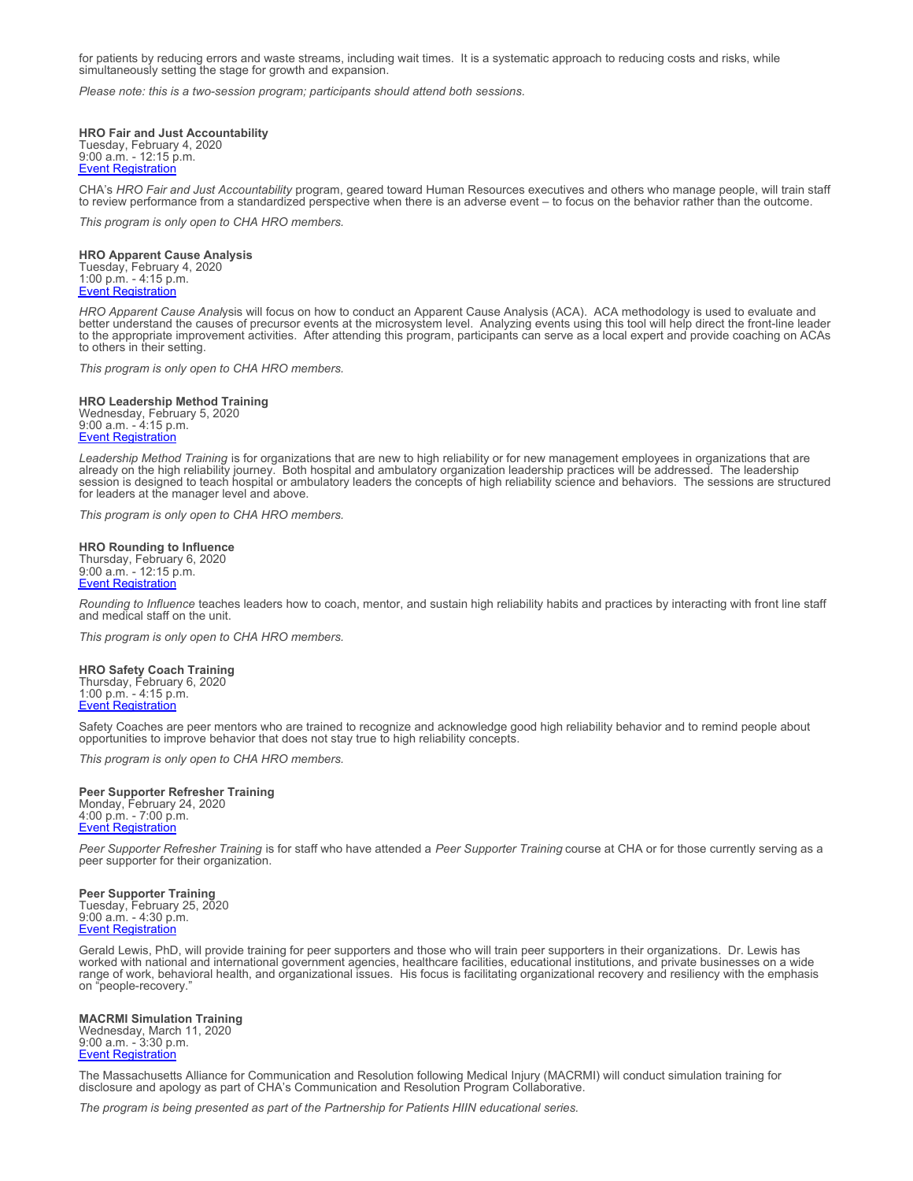for patients by reducing errors and waste streams, including wait times. It is a systematic approach to reducing costs and risks, while simultaneously setting the stage for growth and expansion.

*Please note: this is a two-session program; participants should attend both sessions.*

**HRO Fair and Just Accountability**
Tuesday, February 4, 2020
9:00 a.m. - 12:15 p.m.
Event Registration

CHA's *HRO Fair and Just Accountability* program, geared toward Human Resources executives and others who manage people, will train staff to review performance from a standardized perspective when there is an adverse event – to focus on the behavior rather than the outcome.

*This program is only open to CHA HRO members.*

**HRO Apparent Cause Analysis**
Tuesday, February 4, 2020
1:00 p.m. - 4:15 p.m.
Event Registration

*HRO Apparent Cause Anal*ysis will focus on how to conduct an Apparent Cause Analysis (ACA). ACA methodology is used to evaluate and better understand the causes of precursor events at the microsystem level. Analyzing events using this tool will help direct the front-line leader to the appropriate improvement activities. After attending this program, participants can serve as a local expert and provide coaching on ACAs to others in their setting.

*This program is only open to CHA HRO members.*

**HRO Leadership Method Training**
Wednesday, February 5, 2020
9:00 a.m. - 4:15 p.m.
Event Registration

*Leadership Method Training* is for organizations that are new to high reliability or for new management employees in organizations that are already on the high reliability journey. Both hospital and ambulatory organization leadership practices will be addressed. The leadership session is designed to teach hospital or ambulatory leaders the concepts of high reliability science and behaviors. The sessions are structured for leaders at the manager level and above.

*This program is only open to CHA HRO members.*

**HRO Rounding to Influence**
Thursday, February 6, 2020
9:00 a.m. - 12:15 p.m.
Event Registration

*Rounding to Influence* teaches leaders how to coach, mentor, and sustain high reliability habits and practices by interacting with front line staff and medical staff on the unit.

*This program is only open to CHA HRO members.*

**HRO Safety Coach Training**
Thursday, February 6, 2020
1:00 p.m. - 4:15 p.m.
Event Registration

Safety Coaches are peer mentors who are trained to recognize and acknowledge good high reliability behavior and to remind people about opportunities to improve behavior that does not stay true to high reliability concepts.

*This program is only open to CHA HRO members.*

**Peer Supporter Refresher Training**
Monday, February 24, 2020
4:00 p.m. - 7:00 p.m.
Event Registration

*Peer Supporter Refresher Training* is for staff who have attended a *Peer Supporter Training* course at CHA or for those currently serving as a peer supporter for their organization.

**Peer Supporter Training**
Tuesday, February 25, 2020
9:00 a.m. - 4:30 p.m.
Event Registration

Gerald Lewis, PhD, will provide training for peer supporters and those who will train peer supporters in their organizations. Dr. Lewis has worked with national and international government agencies, healthcare facilities, educational institutions, and private businesses on a wide range of work, behavioral health, and organizational issues. His focus is facilitating organizational recovery and resiliency with the emphasis on "people-recovery."

**MACRMI Simulation Training**
Wednesday, March 11, 2020
9:00 a.m. - 3:30 p.m.
Event Registration

The Massachusetts Alliance for Communication and Resolution following Medical Injury (MACRMI) will conduct simulation training for disclosure and apology as part of CHA's Communication and Resolution Program Collaborative.

*The program is being presented as part of the Partnership for Patients HIIN educational series.*